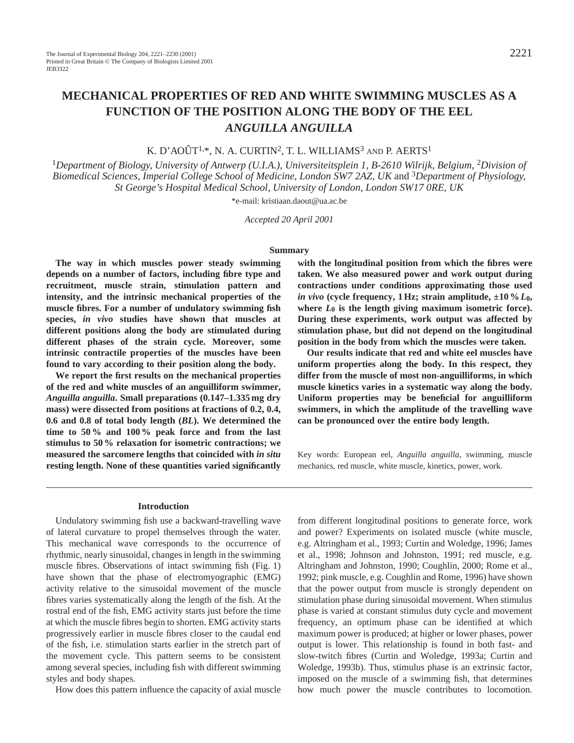# MECHANICAL PROPERTIES OF RED AND WHITE SWIMMING MUSCLES AS A FUNCTION OF THE POSITION ALONG THE BODY OF THE EEL *ANGUILLA ANGUILLA*

K. D'AOÛT[1,*], N. A. CURTIN[2], T. L. WILLIAMS[3] AND P. AERTS[1]

[1]*Department of Biology, University of Antwerp (U.I.A.), Universiteitsplein 1, B-2610 Wilrijk, Belgium,* [2]*Division of Biomedical Sciences, Imperial College School of Medicine, London SW7 2AZ, UK* and [3]*Department of Physiology, St George's Hospital Medical School, University of London, London SW17 0RE, UK*

*e-mail: kristiaan.daout@ua.ac.be

*Accepted 20 April 2001*

## Summary

**The way in which muscles power steady swimming depends on a number of factors, including fibre type and recruitment, muscle strain, stimulation pattern and intensity, and the intrinsic mechanical properties of the muscle fibres. For a number of undulatory swimming fish species, *in vivo* studies have shown that muscles at different positions along the body are stimulated during different phases of the strain cycle. Moreover, some intrinsic contractile properties of the muscles have been found to vary according to their position along the body.**

**We report the first results on the mechanical properties of the red and white muscles of an anguilliform swimmer, *Anguilla anguilla*. Small preparations (0.147–1.335 mg dry mass) were dissected from positions at fractions of 0.2, 0.4, 0.6 and 0.8 of total body length (*BL*). We determined the time to 50 % and 100 % peak force and from the last stimulus to 50 % relaxation for isometric contractions; we measured the sarcomere lengths that coincided with *in situ* resting length. None of these quantities varied significantly with the longitudinal position from which the fibres were taken. We also measured power and work output during contractions under conditions approximating those used *in vivo* (cycle frequency, 1 Hz; strain amplitude, ±10 % $L_0$, where $L_0$ is the length giving maximum isometric force). During these experiments, work output was affected by stimulation phase, but did not depend on the longitudinal position in the body from which the muscles were taken.**

**Our results indicate that red and white eel muscles have uniform properties along the body. In this respect, they differ from the muscle of most non-anguilliforms, in which muscle kinetics varies in a systematic way along the body. Uniform properties may be beneficial for anguilliform swimmers, in which the amplitude of the travelling wave can be pronounced over the entire body length.**

Key words: European eel, *Anguilla anguilla*, swimming, muscle mechanics, red muscle, white muscle, kinetics, power, work.

## Introduction

Undulatory swimming fish use a backward-travelling wave of lateral curvature to propel themselves through the water. This mechanical wave corresponds to the occurrence of rhythmic, nearly sinusoidal, changes in length in the swimming muscle fibres. Observations of intact swimming fish (Fig. 1) have shown that the phase of electromyographic (EMG) activity relative to the sinusoidal movement of the muscle fibres varies systematically along the length of the fish. At the rostral end of the fish, EMG activity starts just before the time at which the muscle fibres begin to shorten. EMG activity starts progressively earlier in muscle fibres closer to the caudal end of the fish, i.e. stimulation starts earlier in the stretch part of the movement cycle. This pattern seems to be consistent among several species, including fish with different swimming styles and body shapes.

How does this pattern influence the capacity of axial muscle from different longitudinal positions to generate force, work and power? Experiments on isolated muscle (white muscle, e.g. Altringham et al., 1993; Curtin and Woledge, 1996; James et al., 1998; Johnson and Johnston, 1991; red muscle, e.g. Altringham and Johnston, 1990; Coughlin, 2000; Rome et al., 1992; pink muscle, e.g. Coughlin and Rome, 1996) have shown that the power output from muscle is strongly dependent on stimulation phase during sinusoidal movement. When stimulus phase is varied at constant stimulus duty cycle and movement frequency, an optimum phase can be identified at which maximum power is produced; at higher or lower phases, power output is lower. This relationship is found in both fast- and slow-twitch fibres (Curtin and Woledge, 1993a; Curtin and Woledge, 1993b). Thus, stimulus phase is an extrinsic factor, imposed on the muscle of a swimming fish, that determines how much power the muscle contributes to locomotion.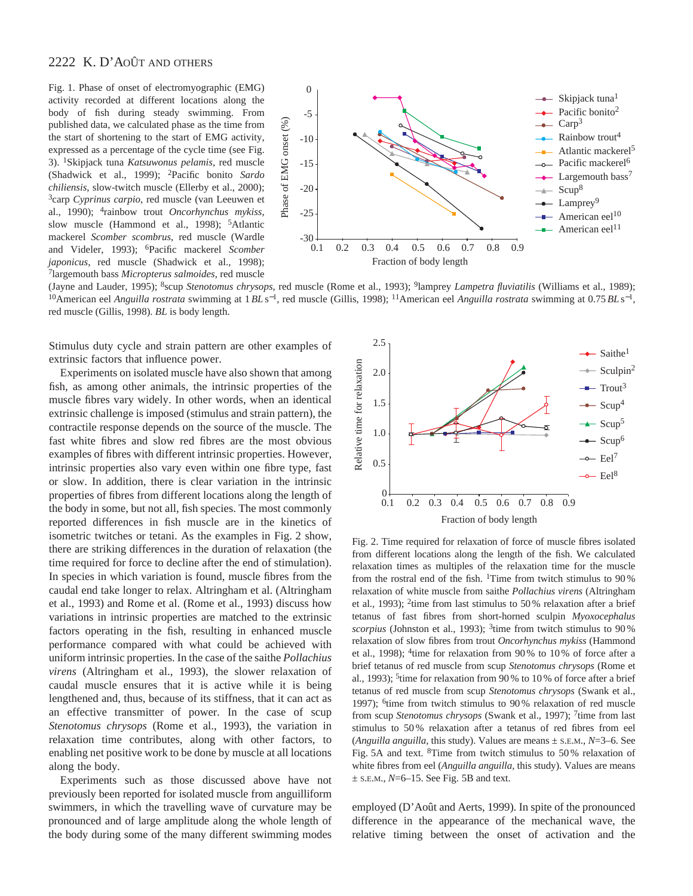Fig. 1. Phase of onset of electromyographic (EMG) activity recorded at different locations along the body of fish during steady swimming. From published data, we calculated phase as the time from the start of shortening to the start of EMG activity, expressed as a percentage of the cycle time (see Fig. 3). [1]Skipjack tuna *Katsuwonus pelamis*, red muscle (Shadwick et al., 1999); [2]Pacific bonito *Sarda chiliensis*, slow-twitch muscle (Ellerby et al., 2000); [3]carp *Cyprinus carpio*, red muscle (van Leeuwen et al., 1990); [4]rainbow trout *Oncorhynchus mykiss*, slow muscle (Hammond et al., 1998); [5]Atlantic mackerel *Scomber scombrus*, red muscle (Wardle and Videler, 1993); [6]Pacific mackerel *Scomber japonicus*, red muscle (Shadwick et al., 1998); [7]largemouth bass *Micropterus salmoides*, red muscle (Jayne and Lauder, 1995); [8]scup *Stenotomus chrysops*, red muscle (Rome et al., 1993); [9]lamprey *Lampetra fluviatilis* (Williams et al., 1989); [10]American eel *Anguilla rostrata* swimming at 1 $BL\,s^{-1}$, red muscle (Gillis, 1998); [11]American eel *Anguilla rostrata* swimming at 0.75 $BL\,s^{-1}$, red muscle (Gillis, 1998). *BL* is body length.

Stimulus duty cycle and strain pattern are other examples of extrinsic factors that influence power.

Experiments on isolated muscle have also shown that among fish, as among other animals, the intrinsic properties of the muscle fibres vary widely. In other words, when an identical extrinsic challenge is imposed (stimulus and strain pattern), the contractile response depends on the source of the muscle. The fast white fibres and slow red fibres are the most obvious examples of fibres with different intrinsic properties. However, intrinsic properties also vary even within one fibre type, fast or slow. In addition, there is clear variation in the intrinsic properties of fibres from different locations along the length of the body in some, but not all, fish species. The most commonly reported differences in fish muscle are in the kinetics of isometric twitches or tetani. As the examples in Fig. 2 show, there are striking differences in the duration of relaxation (the time required for force to decline after the end of stimulation). In species in which variation is found, muscle fibres from the caudal end take longer to relax. Altringham et al. (Altringham et al., 1993) and Rome et al. (Rome et al., 1993) discuss how variations in intrinsic properties are matched to the extrinsic factors operating in the fish, resulting in enhanced muscle performance compared with what could be achieved with uniform intrinsic properties. In the case of the saithe *Pollachius virens* (Altringham et al., 1993), the slower relaxation of caudal muscle ensures that it is active while it is being lengthened and, thus, because of its stiffness, that it can act as an effective transmitter of power. In the case of scup *Stenotomus chrysops* (Rome et al., 1993), the variation in relaxation time contributes, along with other factors, to enabling net positive work to be done by muscle at all locations along the body.

Experiments such as those discussed above have not previously been reported for isolated muscle from anguilliform swimmers, in which the travelling wave of curvature may be pronounced and of large amplitude along the whole length of the body during some of the many different swimming modes employed (D'Août and Aerts, 1999). In spite of the pronounced difference in the appearance of the mechanical wave, the relative timing between the onset of activation and the

Fig. 2. Time required for relaxation of force of muscle fibres isolated from different locations along the length of the fish. We calculated relaxation times as multiples of the relaxation time for the muscle from the rostral end of the fish. [1]Time from twitch stimulus to 90 % relaxation of white muscle from saithe *Pollachius virens* (Altringham et al., 1993); [2]time from last stimulus to 50 % relaxation after a brief tetanus of fast fibres from short-horned sculpin *Myoxocephalus scorpius* (Johnston et al., 1993); [3]time from twitch stimulus to 90 % relaxation of slow fibres from trout *Oncorhynchus mykiss* (Hammond et al., 1998); [4]time for relaxation from 90 % to 10 % of force after a brief tetanus of red muscle from scup *Stenotomus chrysops* (Rome et al., 1993); [5]time for relaxation from 90 % to 10 % of force after a brief tetanus of red muscle from scup *Stenotomus chrysops* (Swank et al., 1997); [6]time from twitch stimulus to 90 % relaxation of red muscle from scup *Stenotomus chrysops* (Swank et al., 1997); [7]time from last stimulus to 50 % relaxation after a tetanus of red fibres from eel (*Anguilla anguilla*, this study). Values are means ± S.E.M., $N$=3–6. See Fig. 5A and text. [8]Time from twitch stimulus to 50 % relaxation of white fibres from eel (*Anguilla anguilla*, this study). Values are means ± S.E.M., $N$=6–15. See Fig. 5B and text.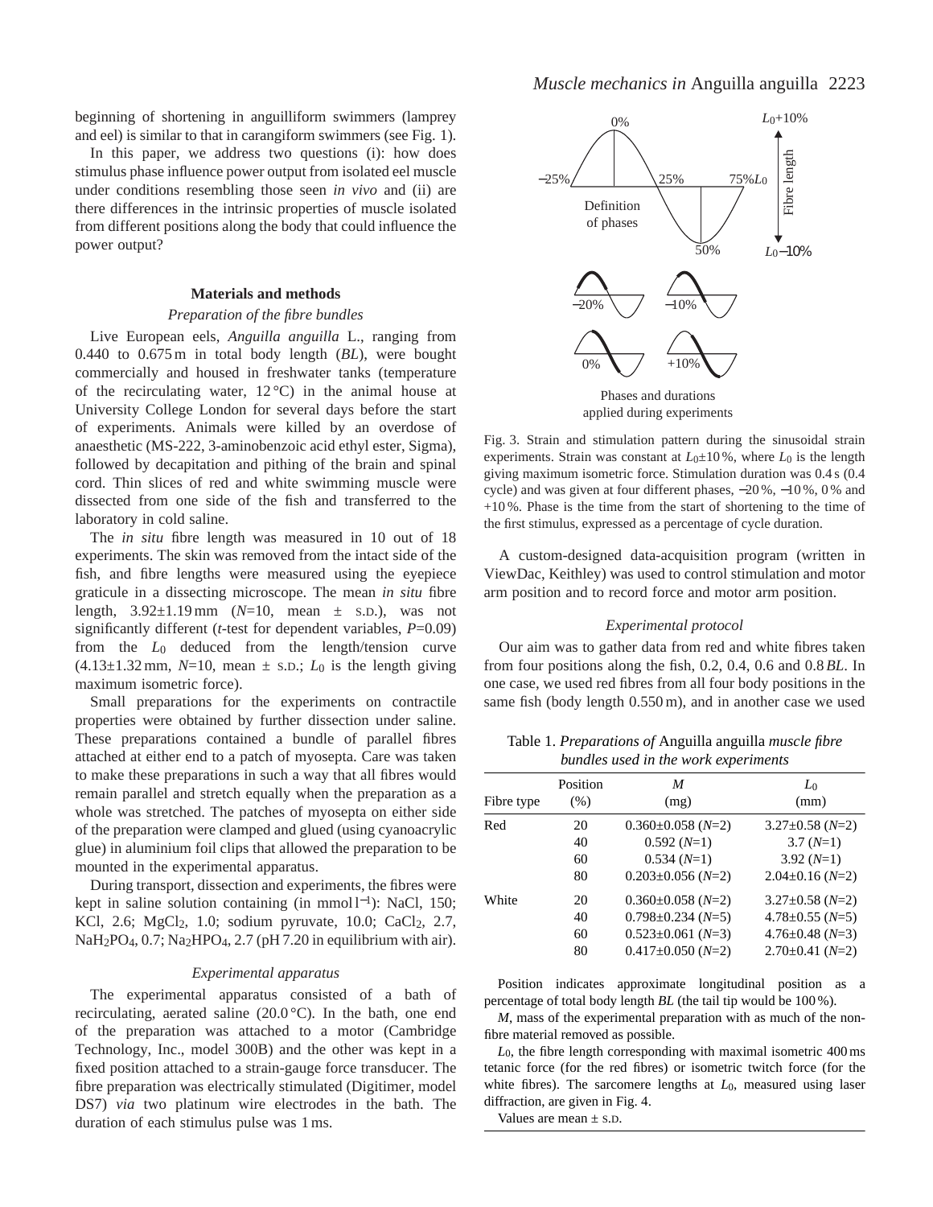beginning of shortening in anguilliform swimmers (lamprey and eel) is similar to that in carangiform swimmers (see Fig. 1).

In this paper, we address two questions (i): how does stimulus phase influence power output from isolated eel muscle under conditions resembling those seen *in vivo* and (ii) are there differences in the intrinsic properties of muscle isolated from different positions along the body that could influence the power output?

## Materials and methods

### *Preparation of the fibre bundles*

Live European eels, *Anguilla anguilla* L., ranging from 0.440 to 0.675 m in total body length (*BL*), were bought commercially and housed in freshwater tanks (temperature of the recirculating water, 12 °C) in the animal house at University College London for several days before the start of experiments. Animals were killed by an overdose of anaesthetic (MS-222, 3-aminobenzoic acid ethyl ester, Sigma), followed by decapitation and pithing of the brain and spinal cord. Thin slices of red and white swimming muscle were dissected from one side of the fish and transferred to the laboratory in cold saline.

The *in situ* fibre length was measured in 10 out of 18 experiments. The skin was removed from the intact side of the fish, and fibre lengths were measured using the eyepiece graticule in a dissecting microscope. The mean *in situ* fibre length, 3.92±1.19 mm (*N*=10, mean ± S.D.), was not significantly different (*t*-test for dependent variables, *P*=0.09) from the $L_0$ deduced from the length/tension curve (4.13±1.32 mm, *N*=10, mean ± S.D.; $L_0$ is the length giving maximum isometric force).

Small preparations for the experiments on contractile properties were obtained by further dissection under saline. These preparations contained a bundle of parallel fibres attached at either end to a patch of myosepta. Care was taken to make these preparations in such a way that all fibres would remain parallel and stretch equally when the preparation as a whole was stretched. The patches of myosepta on either side of the preparation were clamped and glued (using cyanoacrylic glue) in aluminium foil clips that allowed the preparation to be mounted in the experimental apparatus.

During transport, dissection and experiments, the fibres were kept in saline solution containing (in mmol $l^{-1}$): NaCl, 150; KCl, 2.6; $MgCl_2$, 1.0; sodium pyruvate, 10.0; $CaCl_2$, 2.7, $NaH_2PO_4$, 0.7; $Na_2HPO_4$, 2.7 (pH 7.20 in equilibrium with air).

### *Experimental apparatus*

The experimental apparatus consisted of a bath of recirculating, aerated saline (20.0 °C). In the bath, one end of the preparation was attached to a motor (Cambridge Technology, Inc., model 300B) and the other was kept in a fixed position attached to a strain-gauge force transducer. The fibre preparation was electrically stimulated (Digitimer, model DS7) *via* two platinum wire electrodes in the bath. The duration of each stimulus pulse was 1 ms.

Fig. 3. Strain and stimulation pattern during the sinusoidal strain experiments. Strain was constant at $L_0$±10 %, where $L_0$ is the length giving maximum isometric force. Stimulation duration was 0.4 s (0.4 cycle) and was given at four different phases, −20 %, −10 %, 0 % and +10 %. Phase is the time from the start of shortening to the time of the first stimulus, expressed as a percentage of cycle duration.

A custom-designed data-acquisition program (written in ViewDac, Keithley) was used to control stimulation and motor arm position and to record force and motor arm position.

### *Experimental protocol*

Our aim was to gather data from red and white fibres taken from four positions along the fish, 0.2, 0.4, 0.6 and 0.8 *BL*. In one case, we used red fibres from all four body positions in the same fish (body length 0.550 m), and in another case we used

Table 1. *Preparations of* Anguilla anguilla *muscle fibre bundles used in the work experiments*

| Fibre type | Position (%) | *M* (mg) | $L_0$ (mm) |
|---|---|---|---|
| Red | 20 | 0.360±0.058 (*N*=2) | 3.27±0.58 (*N*=2) |
| | 40 | 0.592 (*N*=1) | 3.7 (*N*=1) |
| | 60 | 0.534 (*N*=1) | 3.92 (*N*=1) |
| | 80 | 0.203±0.056 (*N*=2) | 2.04±0.16 (*N*=2) |
| White | 20 | 0.360±0.058 (*N*=2) | 3.27±0.58 (*N*=2) |
| | 40 | 0.798±0.234 (*N*=5) | 4.78±0.55 (*N*=5) |
| | 60 | 0.523±0.061 (*N*=3) | 4.76±0.48 (*N*=3) |
| | 80 | 0.417±0.050 (*N*=2) | 2.70±0.41 (*N*=2) |

Position indicates approximate longitudinal position as a percentage of total body length *BL* (the tail tip would be 100 %).

*M*, mass of the experimental preparation with as much of the non-fibre material removed as possible.

$L_0$, the fibre length corresponding with maximal isometric 400 ms tetanic force (for the red fibres) or isometric twitch force (for the white fibres). The sarcomere lengths at $L_0$, measured using laser diffraction, are given in Fig. 4.

Values are mean ± S.D.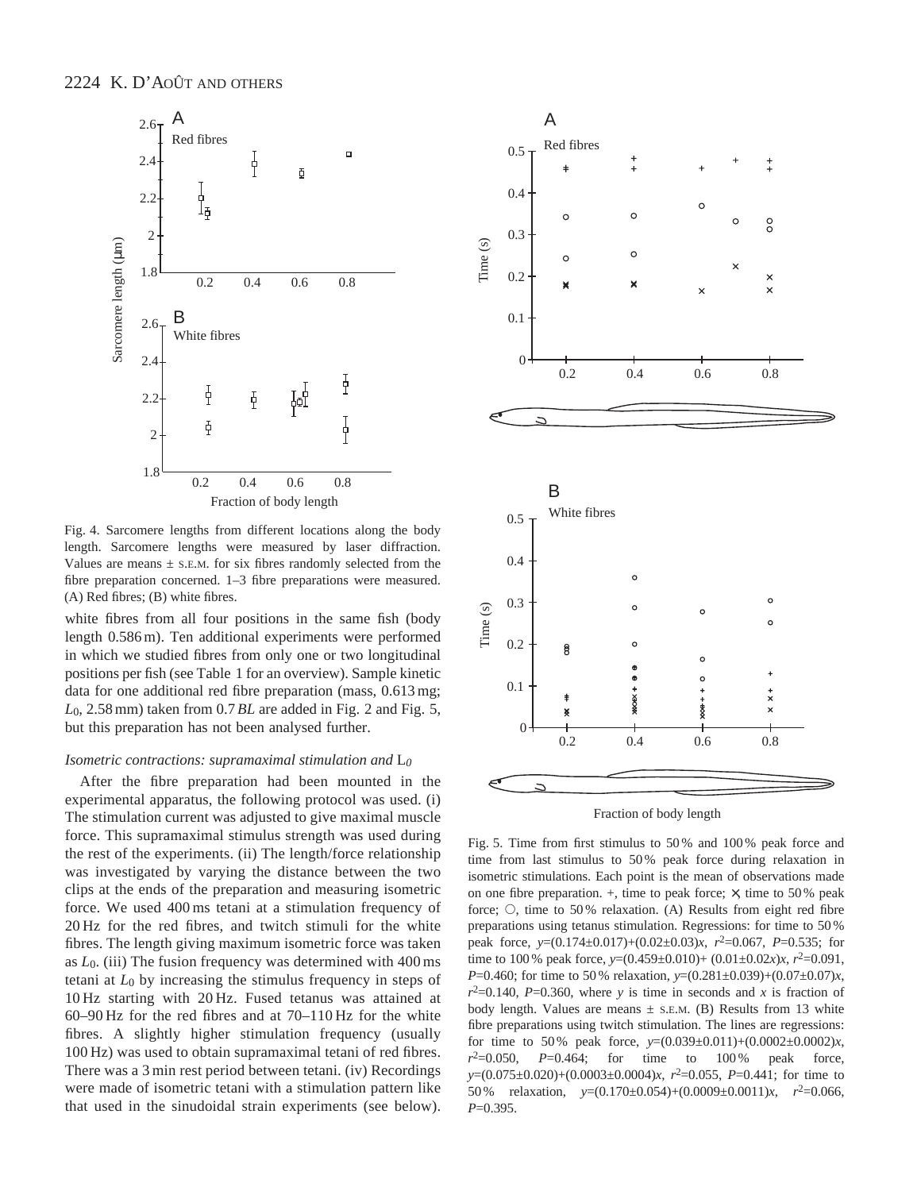Fig. 4. Sarcomere lengths from different locations along the body length. Sarcomere lengths were measured by laser diffraction. Values are means ± S.E.M. for six fibres randomly selected from the fibre preparation concerned. 1–3 fibre preparations were measured. (A) Red fibres; (B) white fibres.

white fibres from all four positions in the same fish (body length 0.586 m). Ten additional experiments were performed in which we studied fibres from only one or two longitudinal positions per fish (see Table 1 for an overview). Sample kinetic data for one additional red fibre preparation (mass, 0.613 mg; $L_0$, 2.58 mm) taken from 0.7 *BL* are added in Fig. 2 and Fig. 5, but this preparation has not been analysed further.

### *Isometric contractions: supramaximal stimulation and* $L_0$

After the fibre preparation had been mounted in the experimental apparatus, the following protocol was used. (i) The stimulation current was adjusted to give maximal muscle force. This supramaximal stimulus strength was used during the rest of the experiments. (ii) The length/force relationship was investigated by varying the distance between the two clips at the ends of the preparation and measuring isometric force. We used 400 ms tetani at a stimulation frequency of 20 Hz for the red fibres, and twitch stimuli for the white fibres. The length giving maximum isometric force was taken as $L_0$. (iii) The fusion frequency was determined with 400 ms tetani at $L_0$ by increasing the stimulus frequency in steps of 10 Hz starting with 20 Hz. Fused tetanus was attained at 60–90 Hz for the red fibres and at 70–110 Hz for the white fibres. A slightly higher stimulation frequency (usually 100 Hz) was used to obtain supramaximal tetani of red fibres. There was a 3 min rest period between tetani. (iv) Recordings were made of isometric tetani with a stimulation pattern like that used in the sinudoidal strain experiments (see below).

Fig. 5. Time from first stimulus to 50 % and 100 % peak force and time from last stimulus to 50 % peak force during relaxation in isometric stimulations. Each point is the mean of observations made on one fibre preparation. +, time to peak force; ×, time to 50 % peak force; ○, time to 50 % relaxation. (A) Results from eight red fibre preparations using tetanus stimulation. Regressions: for time to 50 % peak force, $y=(0.174\pm0.017)+(0.02\pm0.03)x$, $r^2=0.067$, $P=0.535$; for time to 100 % peak force, $y=(0.459\pm0.010)+(0.01\pm0.02x)x$, $r^2=0.091$, $P=0.460$; for time to 50 % relaxation, $y=(0.281\pm0.039)+(0.07\pm0.07)x$, $r^2=0.140$, $P=0.360$, where $y$ is time in seconds and $x$ is fraction of body length. Values are means ± S.E.M. (B) Results from 13 white fibre preparations using twitch stimulation. The lines are regressions: for time to 50 % peak force, $y=(0.039\pm0.011)+(0.0002\pm0.0002)x$, $r^2=0.050$, $P=0.464$; for time to 100 % peak force, $y=(0.075\pm0.020)+(0.0003\pm0.0004)x$, $r^2=0.055$, $P=0.441$; for time to 50 % relaxation, $y=(0.170\pm0.054)+(0.0009\pm0.0011)x$, $r^2=0.066$, $P=0.395$.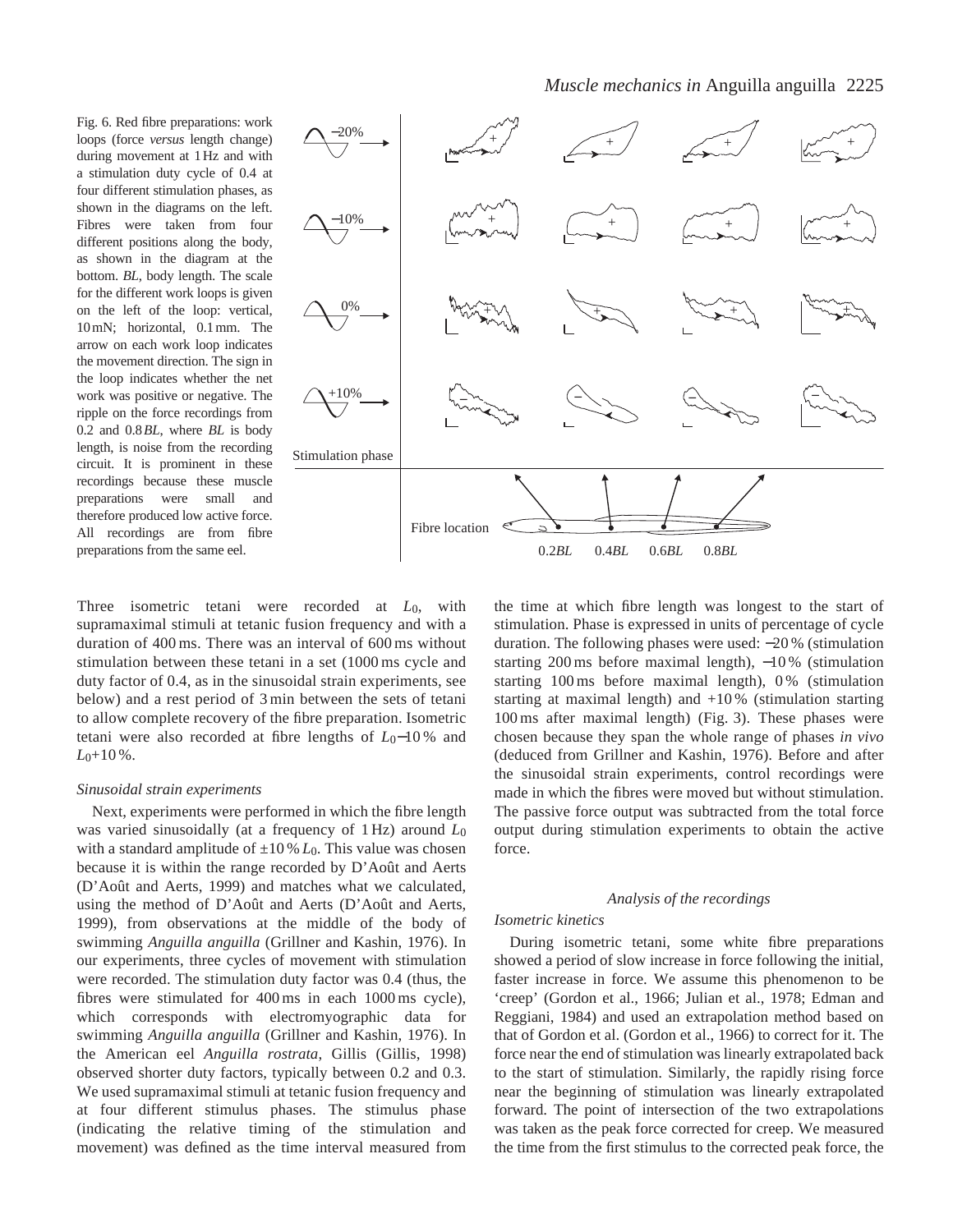Fig. 6. Red fibre preparations: work loops (force *versus* length change) during movement at 1 Hz and with a stimulation duty cycle of 0.4 at four different stimulation phases, as shown in the diagrams on the left. Fibres were taken from four different positions along the body, as shown in the diagram at the bottom. *BL*, body length. The scale for the different work loops is given on the left of the loop: vertical, 10 mN; horizontal, 0.1 mm. The arrow on each work loop indicates the movement direction. The sign in the loop indicates whether the net work was positive or negative. The ripple on the force recordings from 0.2 and 0.8 *BL*, where *BL* is body length, is noise from the recording circuit. It is prominent in these recordings because these muscle preparations were small and therefore produced low active force. All recordings are from fibre preparations from the same eel.

Three isometric tetani were recorded at $L_0$, with supramaximal stimuli at tetanic fusion frequency and with a duration of 400 ms. There was an interval of 600 ms without stimulation between these tetani in a set (1000 ms cycle and duty factor of 0.4, as in the sinusoidal strain experiments, see below) and a rest period of 3 min between the sets of tetani to allow complete recovery of the fibre preparation. Isometric tetani were also recorded at fibre lengths of $L_0$−10 % and $L_0$+10 %.

### *Sinusoidal strain experiments*

Next, experiments were performed in which the fibre length was varied sinusoidally (at a frequency of 1 Hz) around $L_0$ with a standard amplitude of ±10 % $L_0$. This value was chosen because it is within the range recorded by D'Août and Aerts (D'Août and Aerts, 1999) and matches what we calculated, using the method of D'Août and Aerts (D'Août and Aerts, 1999), from observations at the middle of the body of swimming *Anguilla anguilla* (Grillner and Kashin, 1976). In our experiments, three cycles of movement with stimulation were recorded. The stimulation duty factor was 0.4 (thus, the fibres were stimulated for 400 ms in each 1000 ms cycle), which corresponds with electromyographic data for swimming *Anguilla anguilla* (Grillner and Kashin, 1976). In the American eel *Anguilla rostrata*, Gillis (Gillis, 1998) observed shorter duty factors, typically between 0.2 and 0.3. We used supramaximal stimuli at tetanic fusion frequency and at four different stimulus phases. The stimulus phase (indicating the relative timing of the stimulation and movement) was defined as the time interval measured from the time at which fibre length was longest to the start of stimulation. Phase is expressed in units of percentage of cycle duration. The following phases were used: −20 % (stimulation starting 200 ms before maximal length), −10 % (stimulation starting 100 ms before maximal length), 0 % (stimulation starting at maximal length) and +10 % (stimulation starting 100 ms after maximal length) (Fig. 3). These phases were chosen because they span the whole range of phases *in vivo* (deduced from Grillner and Kashin, 1976). Before and after the sinusoidal strain experiments, control recordings were made in which the fibres were moved but without stimulation. The passive force output was subtracted from the total force output during stimulation experiments to obtain the active force.

## *Analysis of the recordings*

### *Isometric kinetics*

During isometric tetani, some white fibre preparations showed a period of slow increase in force following the initial, faster increase in force. We assume this phenomenon to be 'creep' (Gordon et al., 1966; Julian et al., 1978; Edman and Reggiani, 1984) and used an extrapolation method based on that of Gordon et al. (Gordon et al., 1966) to correct for it. The force near the end of stimulation was linearly extrapolated back to the start of stimulation. Similarly, the rapidly rising force near the beginning of stimulation was linearly extrapolated forward. The point of intersection of the two extrapolations was taken as the peak force corrected for creep. We measured the time from the first stimulus to the corrected peak force, the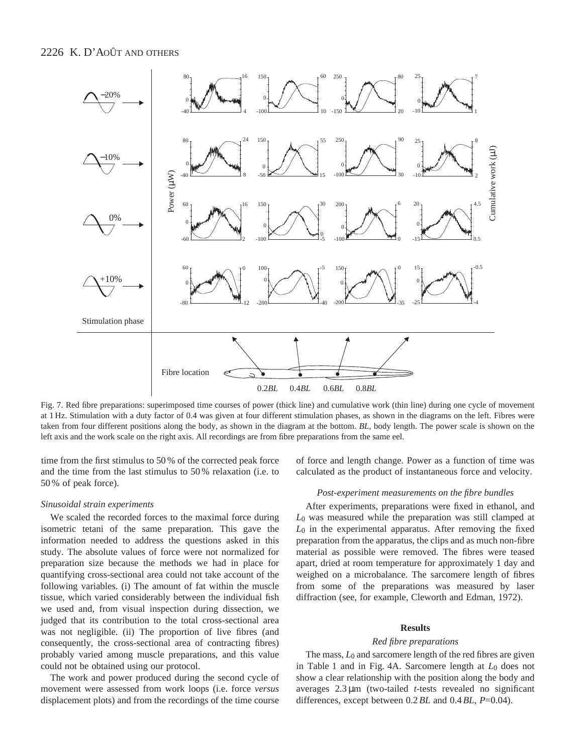Fig. 7. Red fibre preparations: superimposed time courses of power (thick line) and cumulative work (thin line) during one cycle of movement at 1 Hz. Stimulation with a duty factor of 0.4 was given at four different stimulation phases, as shown in the diagrams on the left. Fibres were taken from four different positions along the body, as shown in the diagram at the bottom. *BL*, body length. The power scale is shown on the left axis and the work scale on the right axis. All recordings are from fibre preparations from the same eel.

time from the first stimulus to 50 % of the corrected peak force and the time from the last stimulus to 50 % relaxation (i.e. to 50 % of peak force).

### *Sinusoidal strain experiments*

We scaled the recorded forces to the maximal force during isometric tetani of the same preparation. This gave the information needed to address the questions asked in this study. The absolute values of force were not normalized for preparation size because the methods we had in place for quantifying cross-sectional area could not take account of the following variables. (i) The amount of fat within the muscle tissue, which varied considerably between the individual fish we used and, from visual inspection during dissection, we judged that its contribution to the total cross-sectional area was not negligible. (ii) The proportion of live fibres (and consequently, the cross-sectional area of contracting fibres) probably varied among muscle preparations, and this value could not be obtained using our protocol.

The work and power produced during the second cycle of movement were assessed from work loops (i.e. force *versus* displacement plots) and from the recordings of the time course of force and length change. Power as a function of time was calculated as the product of instantaneous force and velocity.

### *Post-experiment measurements on the fibre bundles*

After experiments, preparations were fixed in ethanol, and $L_0$ was measured while the preparation was still clamped at $L_0$ in the experimental apparatus. After removing the fixed preparation from the apparatus, the clips and as much non-fibre material as possible were removed. The fibres were teased apart, dried at room temperature for approximately 1 day and weighed on a microbalance. The sarcomere length of fibres from some of the preparations was measured by laser diffraction (see, for example, Cleworth and Edman, 1972).

## Results

### *Red fibre preparations*

The mass, $L_0$ and sarcomere length of the red fibres are given in Table 1 and in Fig. 4A. Sarcomere length at $L_0$ does not show a clear relationship with the position along the body and averages 2.3 µm (two-tailed *t*-tests revealed no significant differences, except between 0.2 *BL* and 0.4 *BL*, $P=0.04$).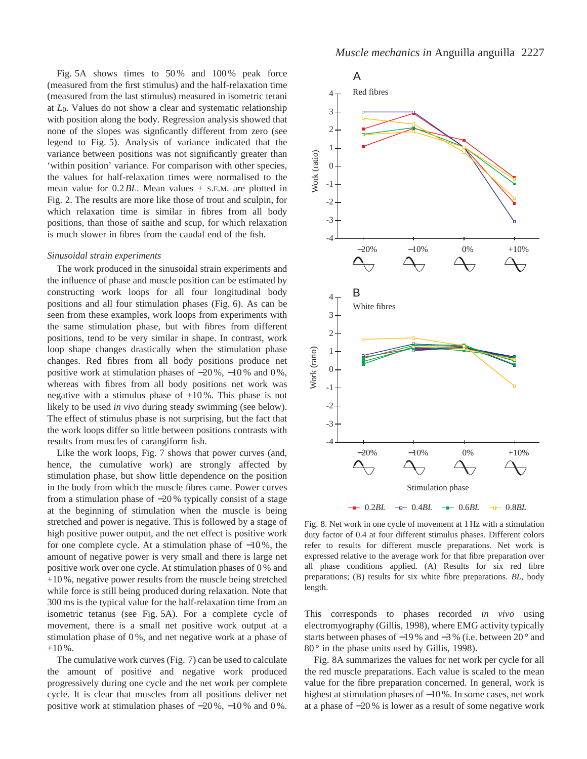Fig. 5A shows times to 50 % and 100 % peak force (measured from the first stimulus) and the half-relaxation time (measured from the last stimulus) measured in isometric tetani at $L_0$. Values do not show a clear and systematic relationship with position along the body. Regression analysis showed that none of the slopes was signficantly different from zero (see legend to Fig. 5). Analysis of variance indicated that the variance between positions was not significantly greater than 'within position' variance. For comparison with other species, the values for half-relaxation times were normalised to the mean value for 0.2 *BL*. Mean values ± S.E.M. are plotted in Fig. 2. The results are more like those of trout and sculpin, for which relaxation time is similar in fibres from all body positions, than those of saithe and scup, for which relaxation is much slower in fibres from the caudal end of the fish.

### *Sinusoidal strain experiments*

The work produced in the sinusoidal strain experiments and the influence of phase and muscle position can be estimated by constructing work loops for all four longitudinal body positions and all four stimulation phases (Fig. 6). As can be seen from these examples, work loops from experiments with the same stimulation phase, but with fibres from different positions, tend to be very similar in shape. In contrast, work loop shape changes drastically when the stimulation phase changes. Red fibres from all body positions produce net positive work at stimulation phases of −20 %, −10 % and 0 %, whereas with fibres from all body positions net work was negative with a stimulus phase of +10 %. This phase is not likely to be used *in vivo* during steady swimming (see below). The effect of stimulus phase is not surprising, but the fact that the work loops differ so little between positions contrasts with results from muscles of carangiform fish.

Like the work loops, Fig. 7 shows that power curves (and, hence, the cumulative work) are strongly affected by stimulation phase, but show little dependence on the position in the body from which the muscle fibres came. Power curves from a stimulation phase of −20 % typically consist of a stage at the beginning of stimulation when the muscle is being stretched and power is negative. This is followed by a stage of high positive power output, and the net effect is positive work for one complete cycle. At a stimulation phase of −10 %, the amount of negative power is very small and there is large net positive work over one cycle. At stimulation phases of 0 % and +10 %, negative power results from the muscle being stretched while force is still being produced during relaxation. Note that 300 ms is the typical value for the half-relaxation time from an isometric tetanus (see Fig. 5A). For a complete cycle of movement, there is a small net positive work output at a stimulation phase of 0 %, and net negative work at a phase of +10 %.

The cumulative work curves (Fig. 7) can be used to calculate the amount of positive and negative work produced progressively during one cycle and the net work per complete cycle. It is clear that muscles from all positions deliver net positive work at stimulation phases of −20 %, −10 % and 0 %.

Fig. 8. Net work in one cycle of movement at 1 Hz with a stimulation duty factor of 0.4 at four different stimulus phases. Different colors refer to results for different muscle preparations. Net work is expressed relative to the average work for that fibre preparation over all phase conditions applied. (A) Results for six red fibre preparations; (B) results for six white fibre preparations. *BL*, body length.

This corresponds to phases recorded *in vivo* using electromyography (Gillis, 1998), where EMG activity typically starts between phases of −19 % and −3 % (i.e. between 20 ° and 80 ° in the phase units used by Gillis, 1998).

Fig. 8A summarizes the values for net work per cycle for all the red muscle preparations. Each value is scaled to the mean value for the fibre preparation concerned. In general, work is highest at stimulation phases of −10 %. In some cases, net work at a phase of −20 % is lower as a result of some negative work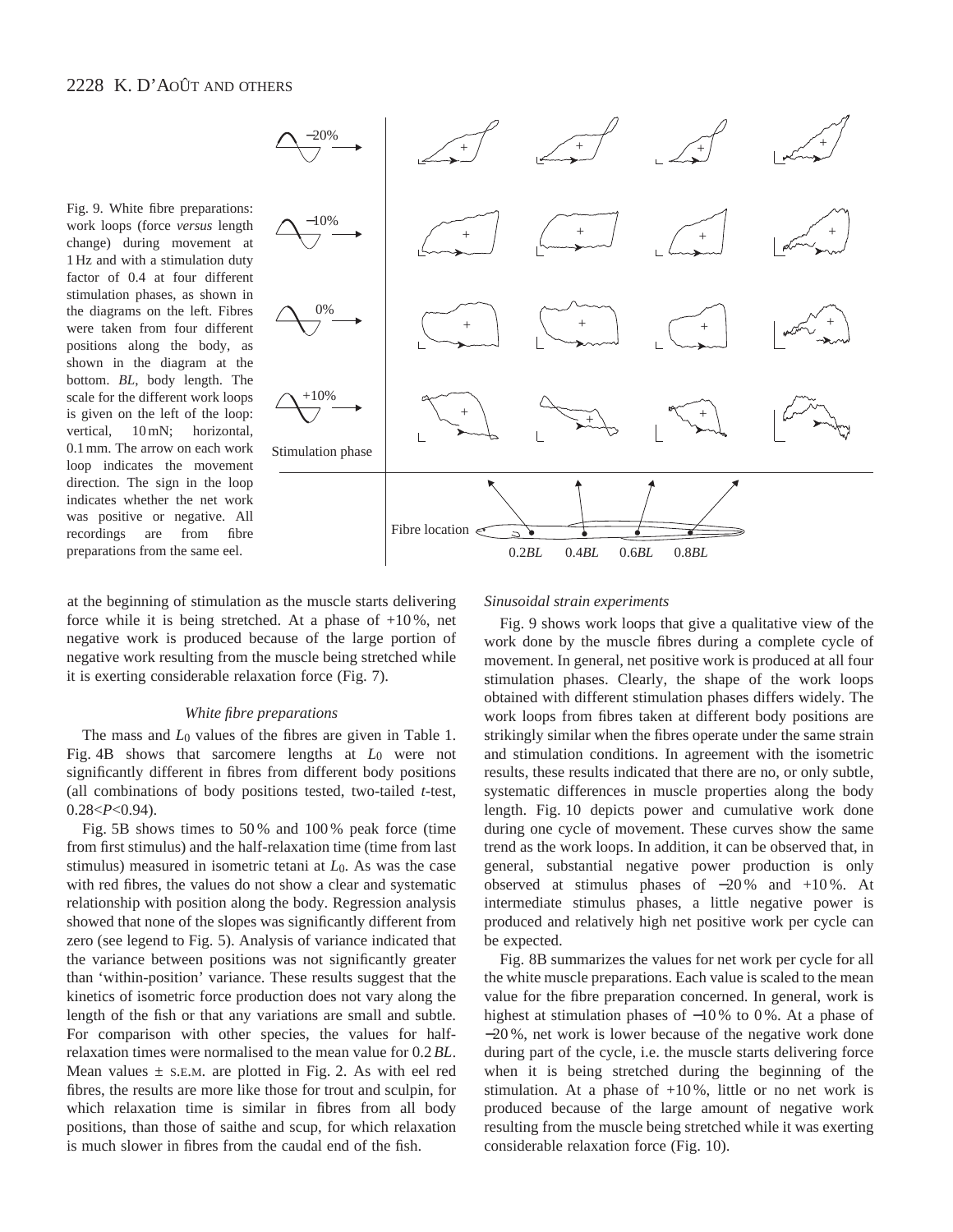Fig. 9. White fibre preparations: work loops (force *versus* length change) during movement at 1 Hz and with a stimulation duty factor of 0.4 at four different stimulation phases, as shown in the diagrams on the left. Fibres were taken from four different positions along the body, as shown in the diagram at the bottom. *BL*, body length. The scale for the different work loops is given on the left of the loop: vertical, 10 mN; horizontal, 0.1 mm. The arrow on each work loop indicates the movement direction. The sign in the loop indicates whether the net work was positive or negative. All recordings are from fibre preparations from the same eel.

at the beginning of stimulation as the muscle starts delivering force while it is being stretched. At a phase of +10 %, net negative work is produced because of the large portion of negative work resulting from the muscle being stretched while it is exerting considerable relaxation force (Fig. 7).

### *White fibre preparations*

The mass and $L_0$ values of the fibres are given in Table 1. Fig. 4B shows that sarcomere lengths at $L_0$ were not significantly different in fibres from different body positions (all combinations of body positions tested, two-tailed *t*-test, $0.28<P<0.94$).

Fig. 5B shows times to 50 % and 100 % peak force (time from first stimulus) and the half-relaxation time (time from last stimulus) measured in isometric tetani at $L_0$. As was the case with red fibres, the values do not show a clear and systematic relationship with position along the body. Regression analysis showed that none of the slopes was significantly different from zero (see legend to Fig. 5). Analysis of variance indicated that the variance between positions was not significantly greater than 'within-position' variance. These results suggest that the kinetics of isometric force production does not vary along the length of the fish or that any variations are small and subtle. For comparison with other species, the values for half-relaxation times were normalised to the mean value for 0.2 *BL*. Mean values ± S.E.M. are plotted in Fig. 2. As with eel red fibres, the results are more like those for trout and sculpin, for which relaxation time is similar in fibres from all body positions, than those of saithe and scup, for which relaxation is much slower in fibres from the caudal end of the fish.

### *Sinusoidal strain experiments*

Fig. 9 shows work loops that give a qualitative view of the work done by the muscle fibres during a complete cycle of movement. In general, net positive work is produced at all four stimulation phases. Clearly, the shape of the work loops obtained with different stimulation phases differs widely. The work loops from fibres taken at different body positions are strikingly similar when the fibres operate under the same strain and stimulation conditions. In agreement with the isometric results, these results indicated that there are no, or only subtle, systematic differences in muscle properties along the body length. Fig. 10 depicts power and cumulative work done during one cycle of movement. These curves show the same trend as the work loops. In addition, it can be observed that, in general, substantial negative power production is only observed at stimulus phases of −20 % and +10 %. At intermediate stimulus phases, a little negative power is produced and relatively high net positive work per cycle can be expected.

Fig. 8B summarizes the values for net work per cycle for all the white muscle preparations. Each value is scaled to the mean value for the fibre preparation concerned. In general, work is highest at stimulation phases of −10 % to 0 %. At a phase of −20 %, net work is lower because of the negative work done during part of the cycle, i.e. the muscle starts delivering force when it is being stretched during the beginning of the stimulation. At a phase of +10 %, little or no net work is produced because of the large amount of negative work resulting from the muscle being stretched while it was exerting considerable relaxation force (Fig. 10).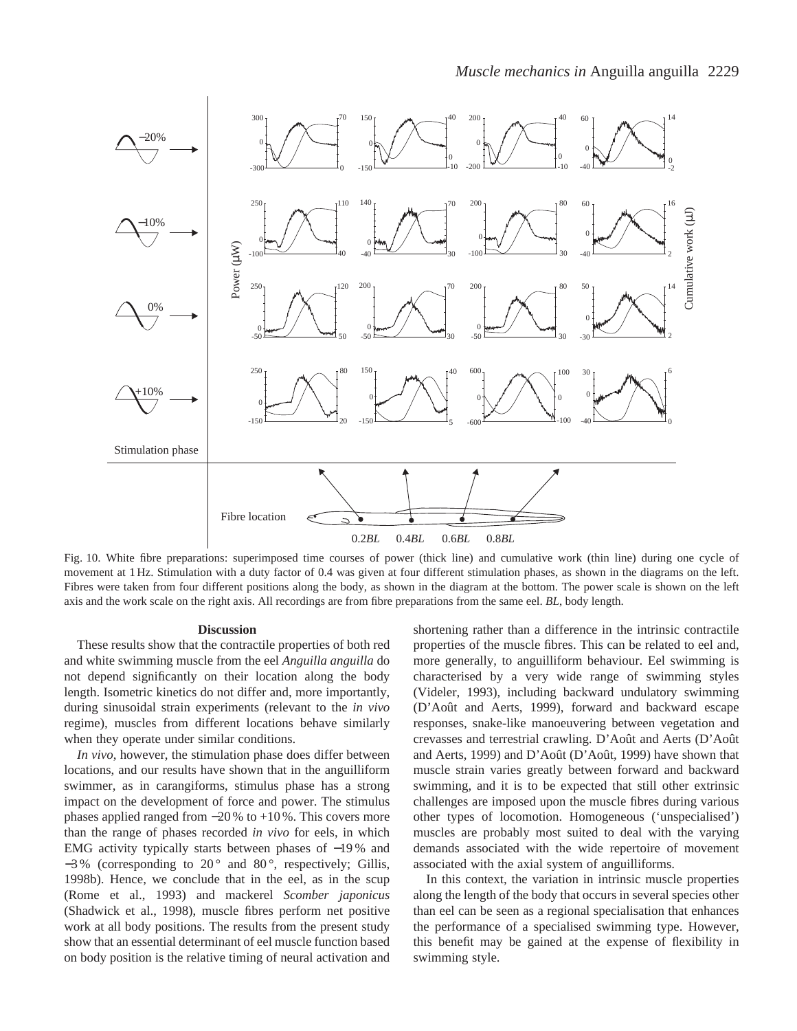Fig. 10. White fibre preparations: superimposed time courses of power (thick line) and cumulative work (thin line) during one cycle of movement at 1 Hz. Stimulation with a duty factor of 0.4 was given at four different stimulation phases, as shown in the diagrams on the left. Fibres were taken from four different positions along the body, as shown in the diagram at the bottom. The power scale is shown on the left axis and the work scale on the right axis. All recordings are from fibre preparations from the same eel. *BL*, body length.

## Discussion

These results show that the contractile properties of both red and white swimming muscle from the eel *Anguilla anguilla* do not depend significantly on their location along the body length. Isometric kinetics do not differ and, more importantly, during sinusoidal strain experiments (relevant to the *in vivo* regime), muscles from different locations behave similarly when they operate under similar conditions.

*In vivo*, however, the stimulation phase does differ between locations, and our results have shown that in the anguilliform swimmer, as in carangiforms, stimulus phase has a strong impact on the development of force and power. The stimulus phases applied ranged from −20 % to +10 %. This covers more than the range of phases recorded *in vivo* for eels, in which EMG activity typically starts between phases of −19 % and −3 % (corresponding to 20 ° and 80 °, respectively; Gillis, 1998b). Hence, we conclude that in the eel, as in the scup (Rome et al., 1993) and mackerel *Scomber japonicus* (Shadwick et al., 1998), muscle fibres perform net positive work at all body positions. The results from the present study show that an essential determinant of eel muscle function based on body position is the relative timing of neural activation and shortening rather than a difference in the intrinsic contractile properties of the muscle fibres. This can be related to eel and, more generally, to anguilliform behaviour. Eel swimming is characterised by a very wide range of swimming styles (Videler, 1993), including backward undulatory swimming (D'Août and Aerts, 1999), forward and backward escape responses, snake-like manoeuvering between vegetation and crevasses and terrestrial crawling. D'Août and Aerts (D'Août and Aerts, 1999) and D'Août (D'Août, 1999) have shown that muscle strain varies greatly between forward and backward swimming, and it is to be expected that still other extrinsic challenges are imposed upon the muscle fibres during various other types of locomotion. Homogeneous ('unspecialised') muscles are probably most suited to deal with the varying demands associated with the wide repertoire of movement associated with the axial system of anguilliforms.

In this context, the variation in intrinsic muscle properties along the length of the body that occurs in several species other than eel can be seen as a regional specialisation that enhances the performance of a specialised swimming type. However, this benefit may be gained at the expense of flexibility in swimming style.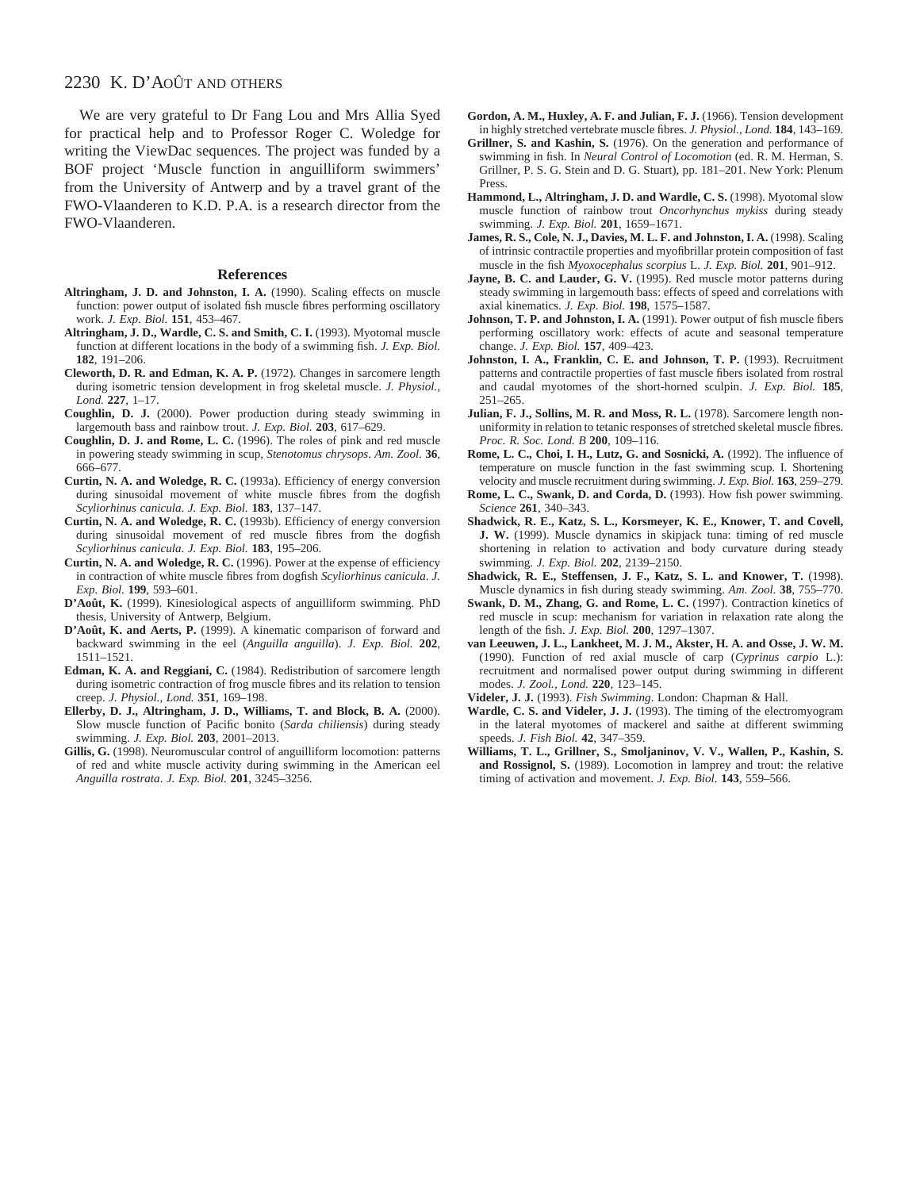We are very grateful to Dr Fang Lou and Mrs Allia Syed for practical help and to Professor Roger C. Woledge for writing the ViewDac sequences. The project was funded by a BOF project 'Muscle function in anguilliform swimmers' from the University of Antwerp and by a travel grant of the FWO-Vlaanderen to K.D. P.A. is a research director from the FWO-Vlaanderen.

## References

**Altringham, J. D. and Johnston, I. A.** (1990). Scaling effects on muscle function: power output of isolated fish muscle fibres performing oscillatory work. *J. Exp. Biol.* **151**, 453–467.

**Altringham, J. D., Wardle, C. S. and Smith, C. I.** (1993). Myotomal muscle function at different locations in the body of a swimming fish. *J. Exp. Biol.* **182**, 191–206.

**Cleworth, D. R. and Edman, K. A. P.** (1972). Changes in sarcomere length during isometric tension development in frog skeletal muscle. *J. Physiol., Lond.* **227**, 1–17.

**Coughlin, D. J.** (2000). Power production during steady swimming in largemouth bass and rainbow trout. *J. Exp. Biol.* **203**, 617–629.

**Coughlin, D. J. and Rome, L. C.** (1996). The roles of pink and red muscle in powering steady swimming in scup, *Stenotomus chrysops*. *Am. Zool.* **36**, 666–677.

**Curtin, N. A. and Woledge, R. C.** (1993a). Efficiency of energy conversion during sinusoidal movement of white muscle fibres from the dogfish *Scyliorhinus canicula*. *J. Exp. Biol.* **183**, 137–147.

**Curtin, N. A. and Woledge, R. C.** (1993b). Efficiency of energy conversion during sinusoidal movement of red muscle fibres from the dogfish *Scyliorhinus canicula*. *J. Exp. Biol.* **183**, 195–206.

**Curtin, N. A. and Woledge, R. C.** (1996). Power at the expense of efficiency in contraction of white muscle fibres from dogfish *Scyliorhinus canicula*. *J. Exp. Biol.* **199**, 593–601.

**D'Août, K.** (1999). Kinesiological aspects of anguilliform swimming. PhD thesis, University of Antwerp, Belgium.

**D'Août, K. and Aerts, P.** (1999). A kinematic comparison of forward and backward swimming in the eel (*Anguilla anguilla*). *J. Exp. Biol.* **202**, 1511–1521.

**Edman, K. A. and Reggiani, C.** (1984). Redistribution of sarcomere length during isometric contraction of frog muscle fibres and its relation to tension creep. *J. Physiol., Lond.* **351**, 169–198.

**Ellerby, D. J., Altringham, J. D., Williams, T. and Block, B. A.** (2000). Slow muscle function of Pacific bonito (*Sarda chiliensis*) during steady swimming. *J. Exp. Biol.* **203**, 2001–2013.

**Gillis, G.** (1998). Neuromuscular control of anguilliform locomotion: patterns of red and white muscle activity during swimming in the American eel *Anguilla rostrata*. *J. Exp. Biol.* **201**, 3245–3256.

**Gordon, A. M., Huxley, A. F. and Julian, F. J.** (1966). Tension development in highly stretched vertebrate muscle fibres. *J. Physiol., Lond.* **184**, 143–169.

**Grillner, S. and Kashin, S.** (1976). On the generation and performance of swimming in fish. In *Neural Control of Locomotion* (ed. R. M. Herman, S. Grillner, P. S. G. Stein and D. G. Stuart), pp. 181–201. New York: Plenum Press.

**Hammond, L., Altringham, J. D. and Wardle, C. S.** (1998). Myotomal slow muscle function of rainbow trout *Oncorhynchus mykiss* during steady swimming. *J. Exp. Biol.* **201**, 1659–1671.

**James, R. S., Cole, N. J., Davies, M. L. F. and Johnston, I. A.** (1998). Scaling of intrinsic contractile properties and myofibrillar protein composition of fast muscle in the fish *Myoxocephalus scorpius* L. *J. Exp. Biol.* **201**, 901–912.

**Jayne, B. C. and Lauder, G. V.** (1995). Red muscle motor patterns during steady swimming in largemouth bass: effects of speed and correlations with axial kinematics. *J. Exp. Biol.* **198**, 1575–1587.

**Johnson, T. P. and Johnston, I. A.** (1991). Power output of fish muscle fibers performing oscillatory work: effects of acute and seasonal temperature change. *J. Exp. Biol.* **157**, 409–423.

**Johnston, I. A., Franklin, C. E. and Johnson, T. P.** (1993). Recruitment patterns and contractile properties of fast muscle fibers isolated from rostral and caudal myotomes of the short-horned sculpin. *J. Exp. Biol.* **185**, 251–265.

**Julian, F. J., Sollins, M. R. and Moss, R. L.** (1978). Sarcomere length non-uniformity in relation to tetanic responses of stretched skeletal muscle fibres. *Proc. R. Soc. Lond. B* **200**, 109–116.

**Rome, L. C., Choi, I. H., Lutz, G. and Sosnicki, A.** (1992). The influence of temperature on muscle function in the fast swimming scup. I. Shortening velocity and muscle recruitment during swimming. *J. Exp. Biol.* **163**, 259–279.

**Rome, L. C., Swank, D. and Corda, D.** (1993). How fish power swimming. *Science* **261**, 340–343.

**Shadwick, R. E., Katz, S. L., Korsmeyer, K. E., Knower, T. and Covell, J. W.** (1999). Muscle dynamics in skipjack tuna: timing of red muscle shortening in relation to activation and body curvature during steady swimming. *J. Exp. Biol.* **202**, 2139–2150.

**Shadwick, R. E., Steffensen, J. F., Katz, S. L. and Knower, T.** (1998). Muscle dynamics in fish during steady swimming. *Am. Zool.* **38**, 755–770.

**Swank, D. M., Zhang, G. and Rome, L. C.** (1997). Contraction kinetics of red muscle in scup: mechanism for variation in relaxation rate along the length of the fish. *J. Exp. Biol.* **200**, 1297–1307.

**van Leeuwen, J. L., Lankheet, M. J. M., Akster, H. A. and Osse, J. W. M.** (1990). Function of red axial muscle of carp (*Cyprinus carpio* L.): recruitment and normalised power output during swimming in different modes. *J. Zool., Lond.* **220**, 123–145.

**Videler, J. J.** (1993). *Fish Swimming*. London: Chapman & Hall.

**Wardle, C. S. and Videler, J. J.** (1993). The timing of the electromyogram in the lateral myotomes of mackerel and saithe at different swimming speeds. *J. Fish Biol.* **42**, 347–359.

**Williams, T. L., Grillner, S., Smoljaninov, V. V., Wallen, P., Kashin, S. and Rossignol, S.** (1989). Locomotion in lamprey and trout: the relative timing of activation and movement. *J. Exp. Biol*. **143**, 559–566.